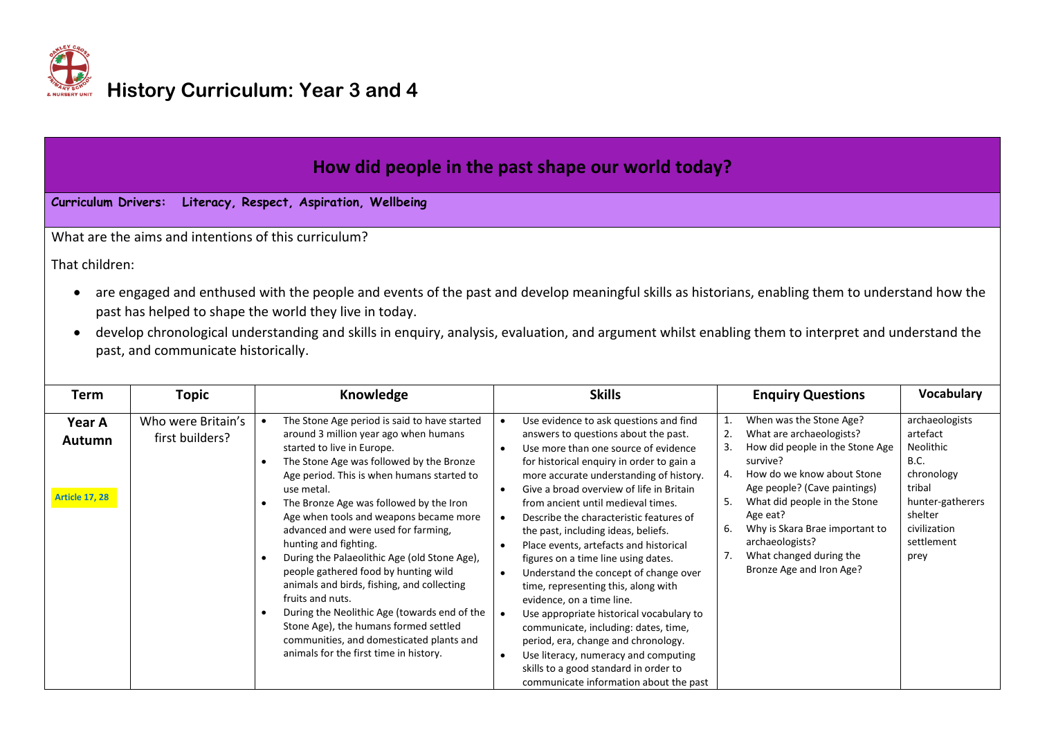# History Curriculum: Year 3 and 4

## How did people in the past shape our world today?

**Curriculum Drivers: Literacy, Respect, Aspiration, Wellbeing**

What are the aims and intentions of this curriculum?

That children:

- are engaged and enthused with the people and events of the past and develop meaningful skills as historians, enabling them to understand how the past has helped to shape the world they live in today.
- develop chronological understanding and skills in enquiry, analysis, evaluation, and argument whilst enabling them to interpret and understand the past, and communicate historically.

| Term | Topic | Knowledge | Skills | Enquiry Questions | Vocabulary |
|---|---|---|---|---|---|
| **Year A Autumn**<br><br>Article 17, 28 | Who were Britain's first builders? | • The Stone Age period is said to have started around 3 million year ago when humans started to live in Europe.<br>• The Stone Age was followed by the Bronze Age period. This is when humans started to use metal.<br>• The Bronze Age was followed by the Iron Age when tools and weapons became more advanced and were used for farming, hunting and fighting.<br>• During the Palaeolithic Age (old Stone Age), people gathered food by hunting wild animals and birds, fishing, and collecting fruits and nuts.<br>• During the Neolithic Age (towards end of the Stone Age), the humans formed settled communities, and domesticated plants and animals for the first time in history. | • Use evidence to ask questions and find answers to questions about the past.<br>• Use more than one source of evidence for historical enquiry in order to gain a more accurate understanding of history.<br>• Give a broad overview of life in Britain from ancient until medieval times.<br>• Describe the characteristic features of the past, including ideas, beliefs.<br>• Place events, artefacts and historical figures on a time line using dates.<br>• Understand the concept of change over time, representing this, along with evidence, on a time line.<br>• Use appropriate historical vocabulary to communicate, including: dates, time, period, era, change and chronology.<br>• Use literacy, numeracy and computing skills to a good standard in order to communicate information about the past | 1. When was the Stone Age?<br>2. What are archaeologists?<br>3. How did people in the Stone Age survive?<br>4. How do we know about Stone Age people? (Cave paintings)<br>5. What did people in the Stone Age eat?<br>6. Why is Skara Brae important to archaeologists?<br>7. What changed during the Bronze Age and Iron Age? | archaeologists<br>artefact<br>Neolithic<br>B.C.<br>chronology<br>tribal<br>hunter-gatherers<br>shelter<br>civilization<br>settlement<br>prey |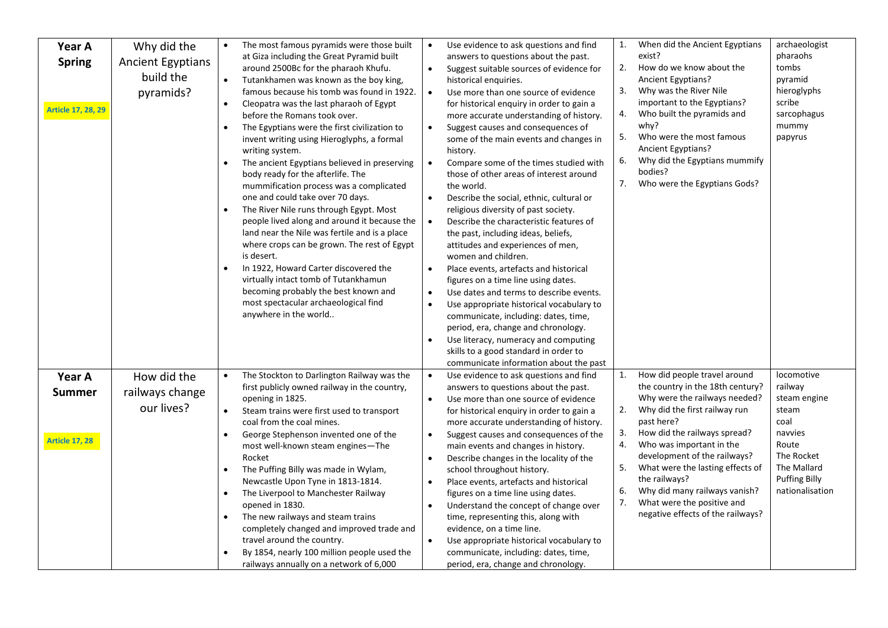| | | | | | |
|---|---|---|---|---|---|
| **Year A Spring**<br><br>Article 17, 28, 29 | Why did the Ancient Egyptians build the pyramids? | • The most famous pyramids were those built at Giza including the Great Pyramid built around 2500Bc for the pharaoh Khufu.<br>• Tutankhamen was known as the boy king, famous because his tomb was found in 1922.<br>• Cleopatra was the last pharaoh of Egypt before the Romans took over.<br>• The Egyptians were the first civilization to invent writing using Hieroglyphs, a formal writing system.<br>• The ancient Egyptians believed in preserving body ready for the afterlife. The mummification process was a complicated one and could take over 70 days.<br>• The River Nile runs through Egypt. Most people lived along and around it because the land near the Nile was fertile and is a place where crops can be grown. The rest of Egypt is desert.<br>• In 1922, Howard Carter discovered the virtually intact tomb of Tutankhamun becoming probably the best known and most spectacular archaeological find anywhere in the world.. | • Use evidence to ask questions and find answers to questions about the past.<br>• Suggest suitable sources of evidence for historical enquiries.<br>• Use more than one source of evidence for historical enquiry in order to gain a more accurate understanding of history.<br>• Suggest causes and consequences of some of the main events and changes in history.<br>• Compare some of the times studied with those of other areas of interest around the world.<br>• Describe the social, ethnic, cultural or religious diversity of past society.<br>• Describe the characteristic features of the past, including ideas, beliefs, attitudes and experiences of men, women and children.<br>• Place events, artefacts and historical figures on a time line using dates.<br>• Use dates and terms to describe events.<br>• Use appropriate historical vocabulary to communicate, including: dates, time, period, era, change and chronology.<br>• Use literacy, numeracy and computing skills to a good standard in order to communicate information about the past | 1. When did the Ancient Egyptians exist?<br>2. How do we know about the Ancient Egyptians?<br>3. Why was the River Nile important to the Egyptians?<br>4. Who built the pyramids and why?<br>5. Who were the most famous Ancient Egyptians?<br>6. Why did the Egyptians mummify bodies?<br>7. Who were the Egyptians Gods? | archaeologist<br>pharaohs<br>tombs<br>pyramid<br>hieroglyphs<br>scribe<br>sarcophagus<br>mummy<br>papyrus |
| **Year A Summer**<br><br>Article 17, 28 | How did the railways change our lives? | • The Stockton to Darlington Railway was the first publicly owned railway in the country, opening in 1825.<br>• Steam trains were first used to transport coal from the coal mines.<br>• George Stephenson invented one of the most well-known steam engines—The Rocket<br>• The Puffing Billy was made in Wylam, Newcastle Upon Tyne in 1813-1814.<br>• The Liverpool to Manchester Railway opened in 1830.<br>• The new railways and steam trains completely changed and improved trade and travel around the country.<br>• By 1854, nearly 100 million people used the railways annually on a network of 6,000 | • Use evidence to ask questions and find answers to questions about the past.<br>• Use more than one source of evidence for historical enquiry in order to gain a more accurate understanding of history.<br>• Suggest causes and consequences of the main events and changes in history.<br>• Describe changes in the locality of the school throughout history.<br>• Place events, artefacts and historical figures on a time line using dates.<br>• Understand the concept of change over time, representing this, along with evidence, on a time line.<br>• Use appropriate historical vocabulary to communicate, including: dates, time, period, era, change and chronology. | 1. How did people travel around the country in the 18th century? Why were the railways needed?<br>2. Why did the first railway run past here?<br>3. How did the railways spread?<br>4. Who was important in the development of the railways?<br>5. What were the lasting effects of the railways?<br>6. Why did many railways vanish?<br>7. What were the positive and negative effects of the railways? | locomotive<br>railway<br>steam engine<br>steam<br>coal<br>navvies<br>Route<br>The Rocket<br>The Mallard<br>Puffing Billy<br>nationalisation |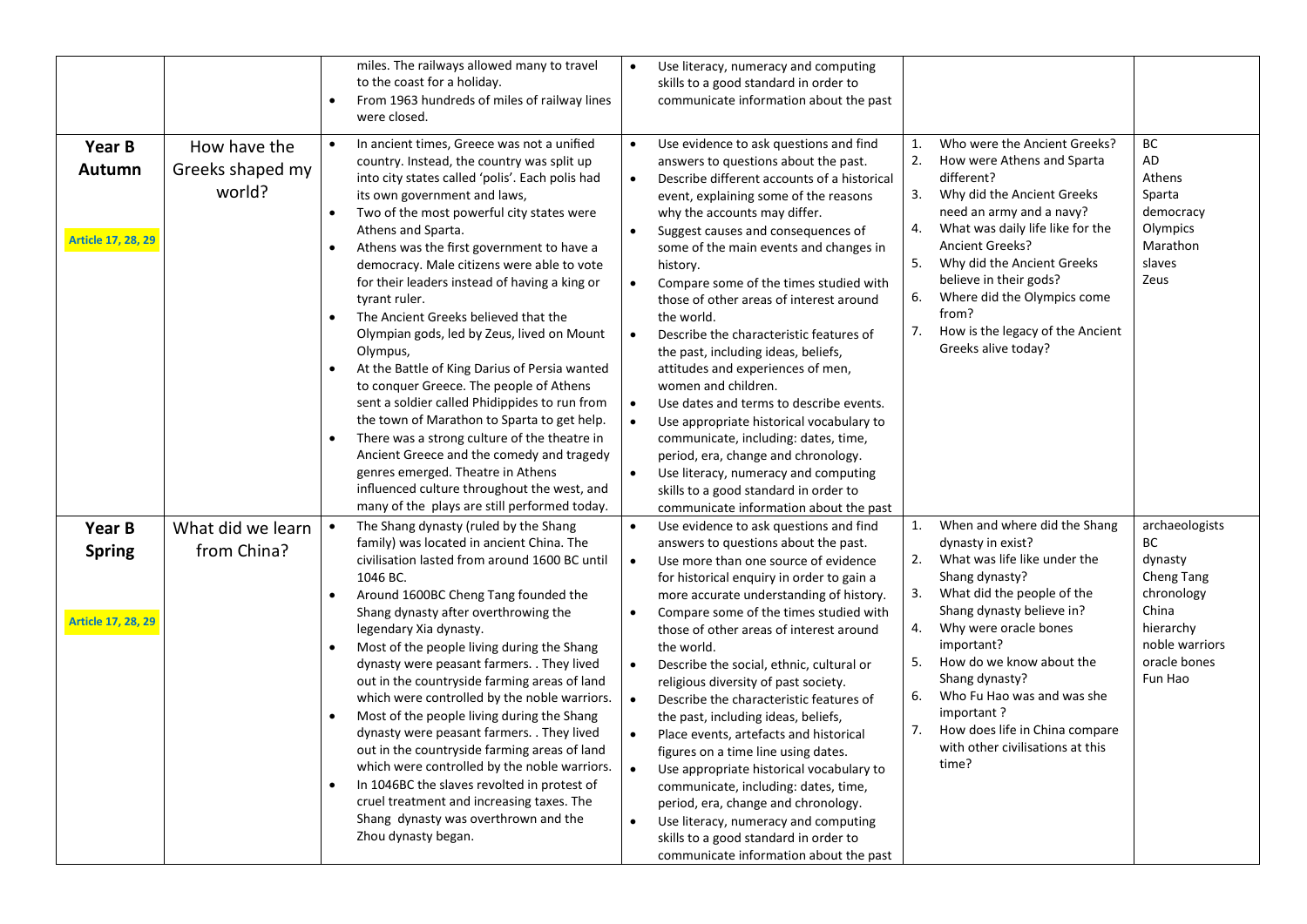| | | | | | |
|---|---|---|---|---|---|
| | | • miles. The railways allowed many to travel to the coast for a holiday.<br>• From 1963 hundreds of miles of railway lines were closed. | • Use literacy, numeracy and computing skills to a good standard in order to communicate information about the past | | |
| **Year B Autumn**<br><br>Article 17, 28, 29 | How have the Greeks shaped my world? | • In ancient times, Greece was not a unified country. Instead, the country was split up into city states called 'polis'. Each polis had its own government and laws,<br>• Two of the most powerful city states were Athens and Sparta.<br>• Athens was the first government to have a democracy. Male citizens were able to vote for their leaders instead of having a king or tyrant ruler.<br>• The Ancient Greeks believed that the Olympian gods, led by Zeus, lived on Mount Olympus,<br>• At the Battle of King Darius of Persia wanted to conquer Greece. The people of Athens sent a soldier called Phidippides to run from the town of Marathon to Sparta to get help.<br>• There was a strong culture of the theatre in Ancient Greece and the comedy and tragedy genres emerged. Theatre in Athens influenced culture throughout the west, and many of the plays are still performed today. | • Use evidence to ask questions and find answers to questions about the past.<br>• Describe different accounts of a historical event, explaining some of the reasons why the accounts may differ.<br>• Suggest causes and consequences of some of the main events and changes in history.<br>• Compare some of the times studied with those of other areas of interest around the world.<br>• Describe the characteristic features of the past, including ideas, beliefs, attitudes and experiences of men, women and children.<br>• Use dates and terms to describe events.<br>• Use appropriate historical vocabulary to communicate, including: dates, time, period, era, change and chronology.<br>• Use literacy, numeracy and computing skills to a good standard in order to communicate information about the past | 1. Who were the Ancient Greeks?<br>2. How were Athens and Sparta different?<br>3. Why did the Ancient Greeks need an army and a navy?<br>4. What was daily life like for the Ancient Greeks?<br>5. Why did the Ancient Greeks believe in their gods?<br>6. Where did the Olympics come from?<br>7. How is the legacy of the Ancient Greeks alive today? | BC<br>AD<br>Athens<br>Sparta<br>democracy<br>Olympics<br>Marathon<br>slaves<br>Zeus |
| **Year B Spring**<br><br>Article 17, 28, 29 | What did we learn from China? | • The Shang dynasty (ruled by the Shang family) was located in ancient China. The civilisation lasted from around 1600 BC until 1046 BC.<br>• Around 1600BC Cheng Tang founded the Shang dynasty after overthrowing the legendary Xia dynasty.<br>• Most of the people living during the Shang dynasty were peasant farmers. . They lived out in the countryside farming areas of land which were controlled by the noble warriors.<br>• Most of the people living during the Shang dynasty were peasant farmers. . They lived out in the countryside farming areas of land which were controlled by the noble warriors.<br>• In 1046BC the slaves revolted in protest of cruel treatment and increasing taxes. The Shang dynasty was overthrown and the Zhou dynasty began. | • Use evidence to ask questions and find answers to questions about the past.<br>• Use more than one source of evidence for historical enquiry in order to gain a more accurate understanding of history.<br>• Compare some of the times studied with those of other areas of interest around the world.<br>• Describe the social, ethnic, cultural or religious diversity of past society.<br>• Describe the characteristic features of the past, including ideas, beliefs,<br>• Place events, artefacts and historical figures on a time line using dates.<br>• Use appropriate historical vocabulary to communicate, including: dates, time, period, era, change and chronology.<br>• Use literacy, numeracy and computing skills to a good standard in order to communicate information about the past | 1. When and where did the Shang dynasty in exist?<br>2. What was life like under the Shang dynasty?<br>3. What did the people of the Shang dynasty believe in?<br>4. Why were oracle bones important?<br>5. How do we know about the Shang dynasty?<br>6. Who Fu Hao was and was she important ?<br>7. How does life in China compare with other civilisations at this time? | archaeologists<br>BC<br>dynasty<br>Cheng Tang<br>chronology<br>China<br>hierarchy<br>noble warriors<br>oracle bones<br>Fun Hao |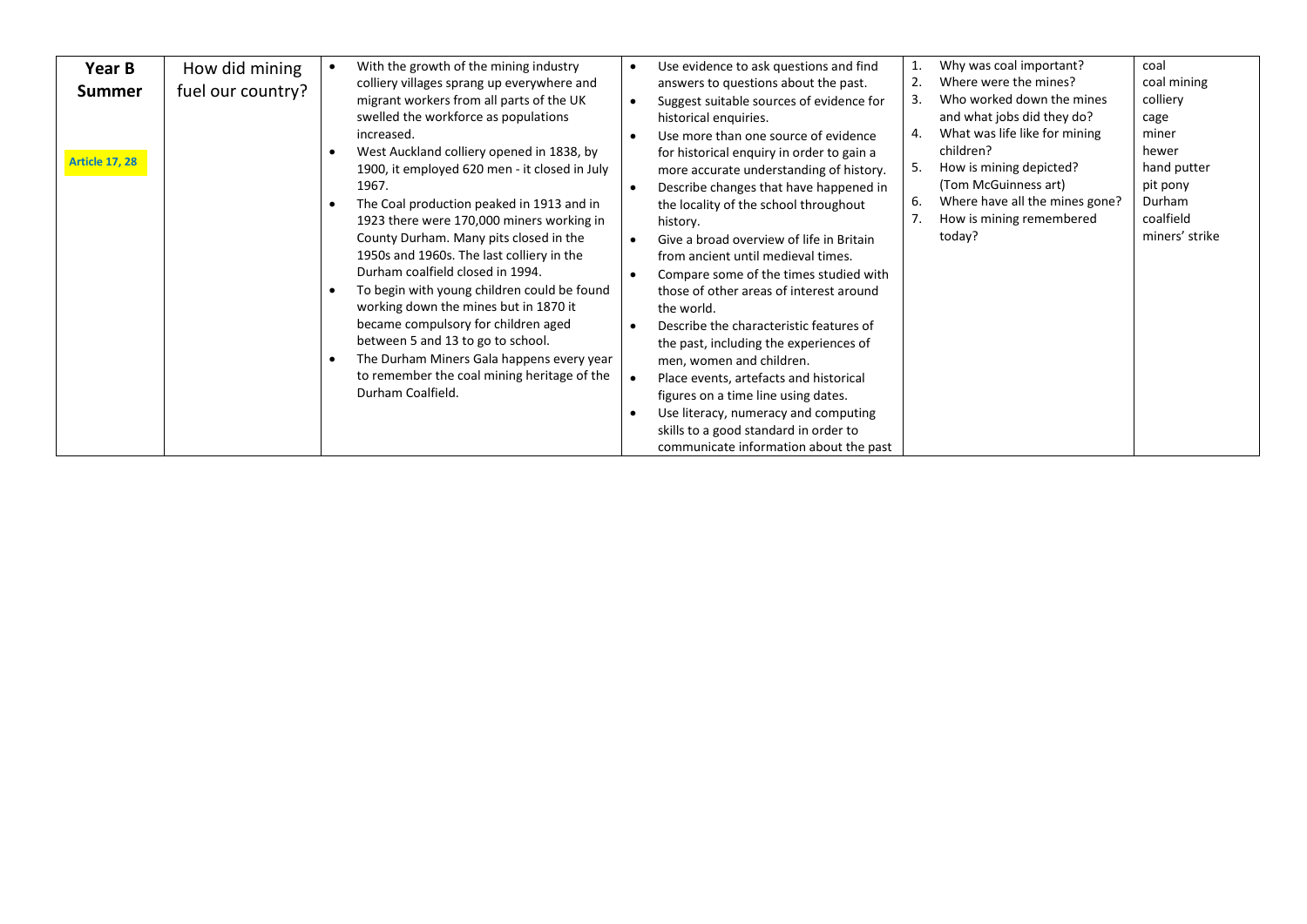| | | | | | |
|---|---|---|---|---|---|
| **Year B Summer**<br><br>**Article 17, 28** | How did mining fuel our country? | • With the growth of the mining industry colliery villages sprang up everywhere and migrant workers from all parts of the UK swelled the workforce as populations increased.<br>• West Auckland colliery opened in 1838, by 1900, it employed 620 men - it closed in July 1967.<br>• The Coal production peaked in 1913 and in 1923 there were 170,000 miners working in County Durham. Many pits closed in the 1950s and 1960s. The last colliery in the Durham coalfield closed in 1994.<br>• To begin with young children could be found working down the mines but in 1870 it became compulsory for children aged between 5 and 13 to go to school.<br>• The Durham Miners Gala happens every year to remember the coal mining heritage of the Durham Coalfield. | • Use evidence to ask questions and find answers to questions about the past.<br>• Suggest suitable sources of evidence for historical enquiries.<br>• Use more than one source of evidence for historical enquiry in order to gain a more accurate understanding of history.<br>• Describe changes that have happened in the locality of the school throughout history.<br>• Give a broad overview of life in Britain from ancient until medieval times.<br>• Compare some of the times studied with those of other areas of interest around the world.<br>• Describe the characteristic features of the past, including the experiences of men, women and children.<br>• Place events, artefacts and historical figures on a time line using dates.<br>• Use literacy, numeracy and computing skills to a good standard in order to communicate information about the past | 1. Why was coal important?<br>2. Where were the mines?<br>3. Who worked down the mines and what jobs did they do?<br>4. What was life like for mining children?<br>5. How is mining depicted? (Tom McGuinness art)<br>6. Where have all the mines gone?<br>7. How is mining remembered today? | coal<br>coal mining<br>colliery<br>cage<br>miner<br>hewer<br>hand putter<br>pit pony<br>Durham coalfield<br>miners' strike |